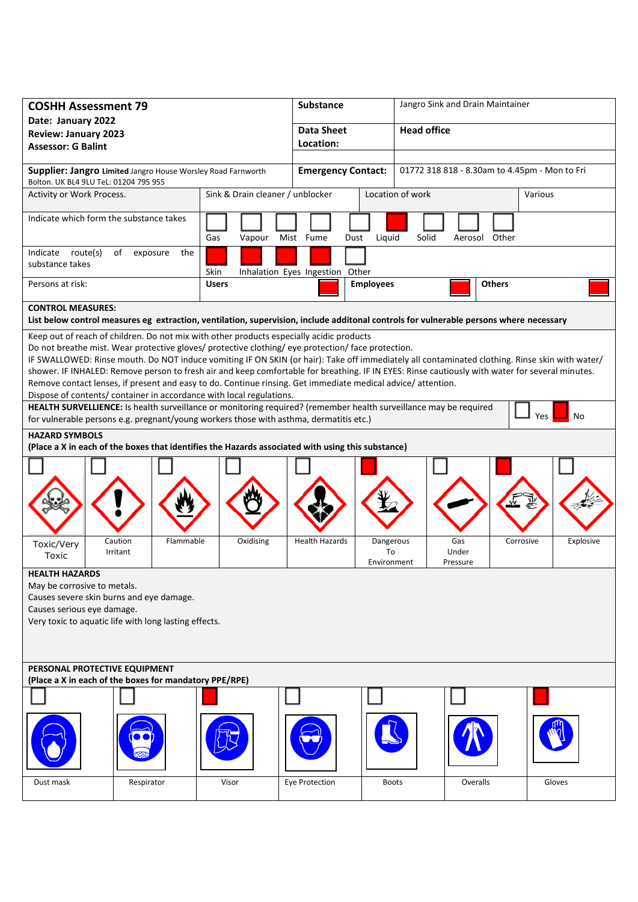| **COSHH Assessment 79**<br>**Date: January 2022**<br>**Review: January 2023**<br>**Assessor: G Balint** | **Substance** | Jangro Sink and Drain Maintainer |
|---|---|---|
| | **Data Sheet Location:** | **Head office** |
| **Supplier: Jangro Limited** Jangro House Worsley Road Farnworth Bolton. UK BL4 9LU TeL: 01204 795 955 | **Emergency Contact:** | 01772 318 818 - 8.30am to 4.45pm - Mon to Fri |

| Activity or Work Process. | Sink & Drain cleaner / unblocker | Location of work | Various |
|---|---|---|---|

**Indicate which form the substance takes**

| Gas | Vapour | Mist | Fume | Dust | Liquid | Solid | Aerosol | Other |
|---|---|---|---|---|---|---|---|---|
| | | | | | X | | | |

**Indicate route(s) of exposure the substance takes**

| Skin | Inhalation | Eyes | Ingestion | Other |
|---|---|---|---|---|
| X | X | X | X | |

**Persons at risk:**

| Users | Employees | Others |
|---|---|---|
| X | X | X |

**CONTROL MEASURES:**
**List below control measures eg extraction, ventilation, supervision, include additonal controls for vulnerable persons where necessary**

Keep out of reach of children. Do not mix with other products especially acidic products
Do not breathe mist. Wear protective gloves/ protective clothing/ eye protection/ face protection.
IF SWALLOWED: Rinse mouth. Do NOT induce vomiting IF ON SKIN (or hair): Take off immediately all contaminated clothing. Rinse skin with water/ shower. IF INHALED: Remove person to fresh air and keep comfortable for breathing. IF IN EYES: Rinse cautiously with water for several minutes. Remove contact lenses, if present and easy to do. Continue rinsing. Get immediate medical advice/ attention.
Dispose of contents/ container in accordance with local regulations.

**HEALTH SURVELLIENCE:** Is health surveillance or monitoring required? (remember health surveillance may be required for vulnerable persons e.g. pregnant/young workers those with asthma, dermatitis etc.)

| Yes | No |
|---|---|
| | X |

**HAZARD SYMBOLS**
**(Place a X in each of the boxes that identifies the Hazards associated with using this substance)**

| Toxic/Very Toxic | Caution Irritant | Flammable | Oxidising | Health Hazards | Dangerous To Environment | Gas Under Pressure | Corrosive | Explosive |
|---|---|---|---|---|---|---|---|---|
| | | | | | X | | X | |

**HEALTH HAZARDS**
May be corrosive to metals.
Causes severe skin burns and eye damage.
Causes serious eye damage.
Very toxic to aquatic life with long lasting effects.

**PERSONAL PROTECTIVE EQUIPMENT**
**(Place a X in each of the boxes for mandatory PPE/RPE)**

| Dust mask | Respirator | Visor | Eye Protection | Boots | Overalls | Gloves |
|---|---|---|---|---|---|---|
| | | X | | | | X |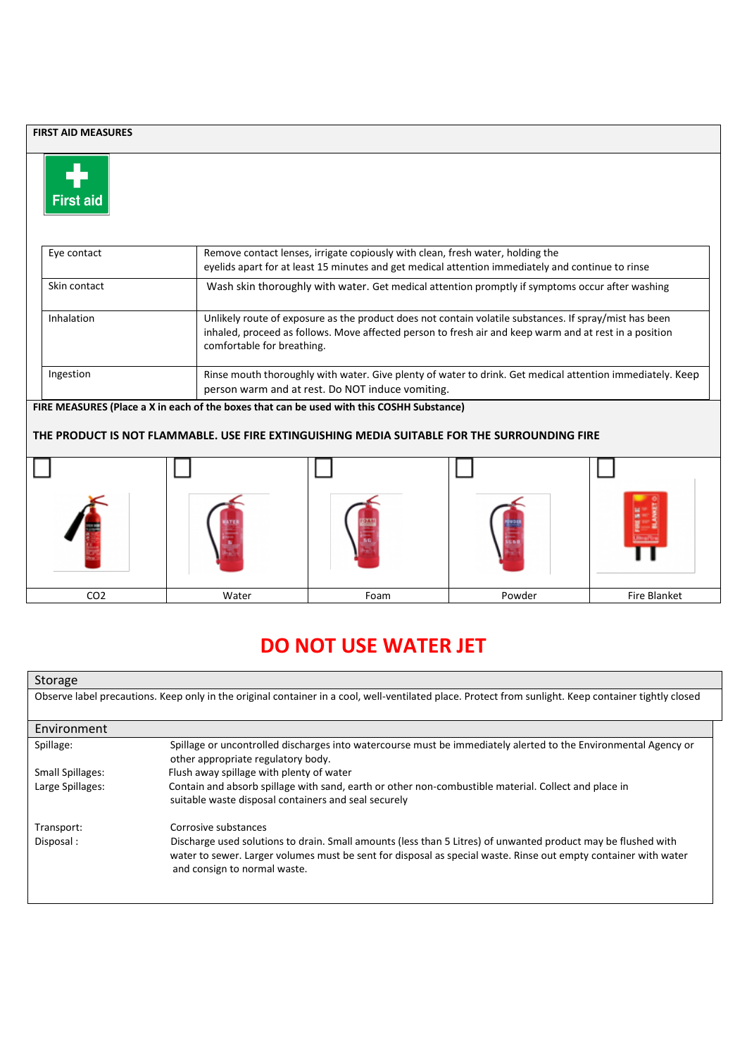## FIRST AID MEASURES

First aid

| | |
|---|---|
| Eye contact | Remove contact lenses, irrigate copiously with clean, fresh water, holding the eyelids apart for at least 15 minutes and get medical attention immediately and continue to rinse |
| Skin contact | Wash skin thoroughly with water. Get medical attention promptly if symptoms occur after washing |
| Inhalation | Unlikely route of exposure as the product does not contain volatile substances. If spray/mist has been inhaled, proceed as follows. Move affected person to fresh air and keep warm and at rest in a position comfortable for breathing. |
| Ingestion | Rinse mouth thoroughly with water. Give plenty of water to drink. Get medical attention immediately. Keep person warm and at rest. Do NOT induce vomiting. |

## FIRE MEASURES (Place a X in each of the boxes that can be used with this COSHH Substance)

**THE PRODUCT IS NOT FLAMMABLE. USE FIRE EXTINGUISHING MEDIA SUITABLE FOR THE SURROUNDING FIRE**

| ☐ | ☐ | ☐ | ☐ | ☐ |
|---|---|---|---|---|
| CO2 | Water | Foam | Powder | Fire Blanket |

# DO NOT USE WATER JET

## Storage

Observe label precautions. Keep only in the original container in a cool, well-ventilated place. Protect from sunlight. Keep container tightly closed

## Environment

| | |
|---|---|
| Spillage: | Spillage or uncontrolled discharges into watercourse must be immediately alerted to the Environmental Agency or other appropriate regulatory body. |
| Small Spillages: | Flush away spillage with plenty of water |
| Large Spillages: | Contain and absorb spillage with sand, earth or other non-combustible material. Collect and place in suitable waste disposal containers and seal securely |
| Transport: | Corrosive substances |
| Disposal : | Discharge used solutions to drain. Small amounts (less than 5 Litres) of unwanted product may be flushed with water to sewer. Larger volumes must be sent for disposal as special waste. Rinse out empty container with water and consign to normal waste. |